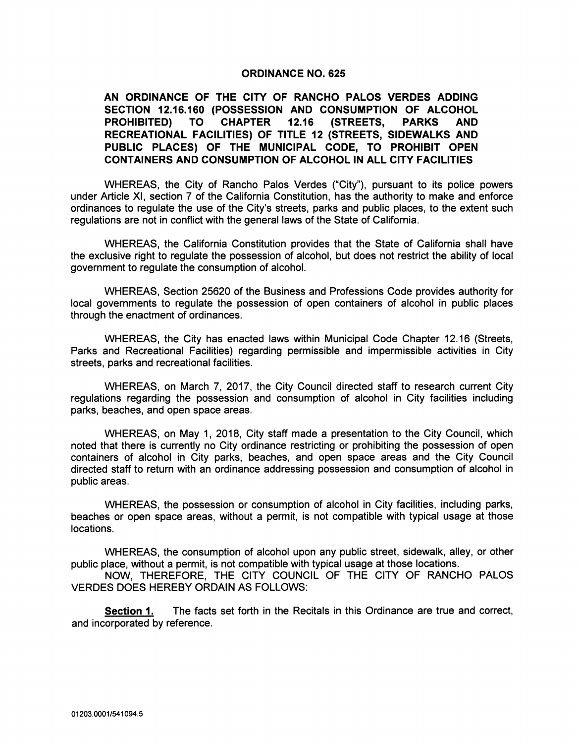# ORDINANCE NO. 625

## AN ORDINANCE OF THE CITY OF RANCHO PALOS VERDES ADDING SECTION 12.16.160 (POSSESSION AND CONSUMPTION OF ALCOHOL PROHIBITED) TO CHAPTER 12.16 (STREETS, PARKS AND RECREATIONAL FACILITIES) OF TITLE 12 (STREETS, SIDEWALKS AND PUBLIC PLACES) OF THE MUNICIPAL CODE, TO PROHIBIT OPEN CONTAINERS AND CONSUMPTION OF ALCOHOL IN ALL CITY FACILITIES

WHEREAS, the City of Rancho Palos Verdes ("City"), pursuant to its police powers under Article XI, section 7 of the California Constitution, has the authority to make and enforce ordinances to regulate the use of the City's streets, parks and public places, to the extent such regulations are not in conflict with the general laws of the State of California.

WHEREAS, the California Constitution provides that the State of California shall have the exclusive right to regulate the possession of alcohol, but does not restrict the ability of local government to regulate the consumption of alcohol.

WHEREAS, Section 25620 of the Business and Professions Code provides authority for local governments to regulate the possession of open containers of alcohol in public places through the enactment of ordinances.

WHEREAS, the City has enacted laws within Municipal Code Chapter 12.16 (Streets, Parks and Recreational Facilities) regarding permissible and impermissible activities in City streets, parks and recreational facilities.

WHEREAS, on March 7, 2017, the City Council directed staff to research current City regulations regarding the possession and consumption of alcohol in City facilities including parks, beaches, and open space areas.

WHEREAS, on May 1, 2018, City staff made a presentation to the City Council, which noted that there is currently no City ordinance restricting or prohibiting the possession of open containers of alcohol in City parks, beaches, and open space areas and the City Council directed staff to return with an ordinance addressing possession and consumption of alcohol in public areas.

WHEREAS, the possession or consumption of alcohol in City facilities, including parks, beaches or open space areas, without a permit, is not compatible with typical usage at those locations.

WHEREAS, the consumption of alcohol upon any public street, sidewalk, alley, or other public place, without a permit, is not compatible with typical usage at those locations.

NOW, THEREFORE, THE CITY COUNCIL OF THE CITY OF RANCHO PALOS VERDES DOES HEREBY ORDAIN AS FOLLOWS:

**Section 1.** The facts set forth in the Recitals in this Ordinance are true and correct, and incorporated by reference.

01203.0001/541094.5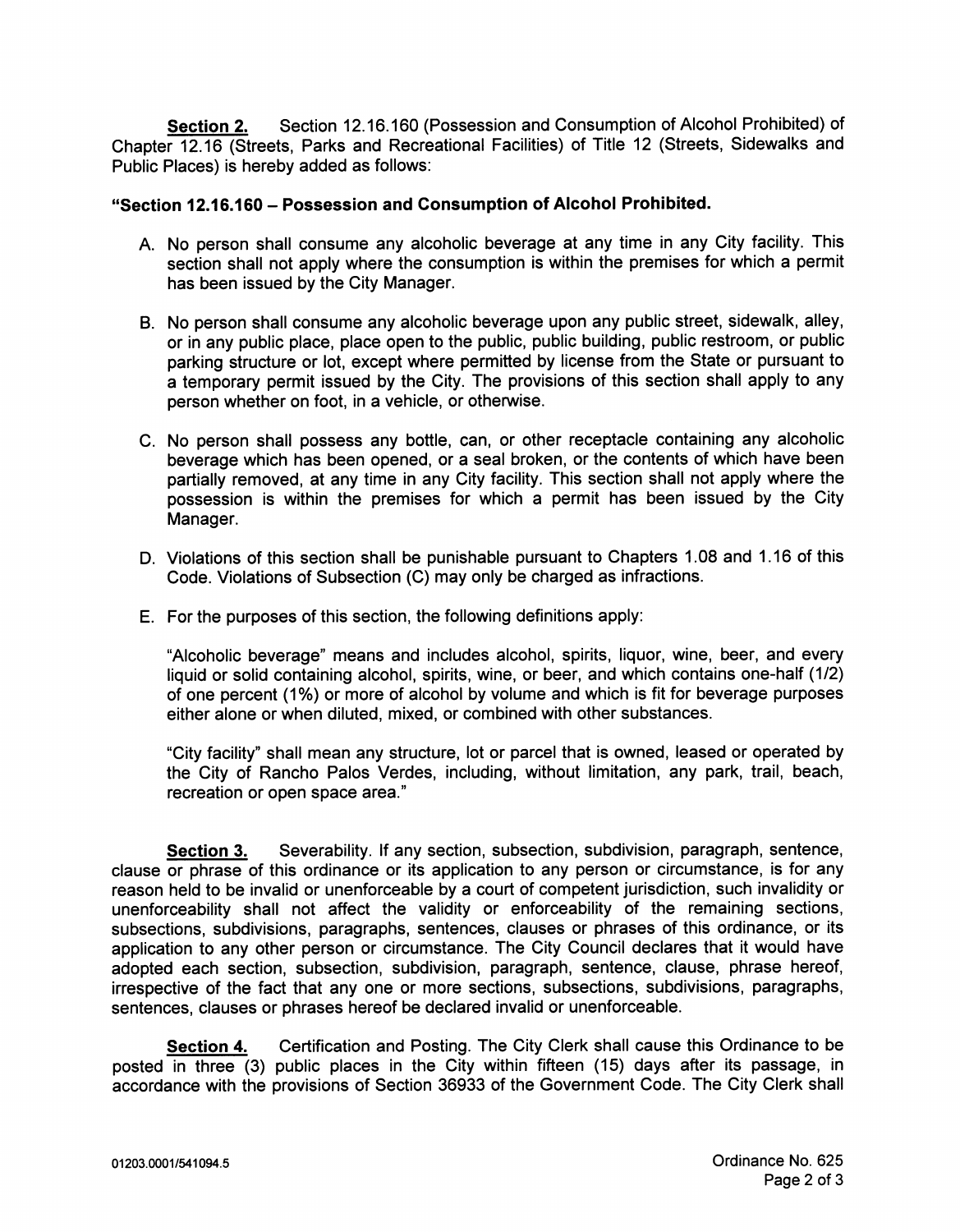**Section 2.** Section 12.16.160 (Possession and Consumption of Alcohol Prohibited) of Chapter 12.16 (Streets, Parks and Recreational Facilities) of Title 12 (Streets, Sidewalks and Public Places) is hereby added as follows:

**"Section 12.16.160 – Possession and Consumption of Alcohol Prohibited.**

A. No person shall consume any alcoholic beverage at any time in any City facility. This section shall not apply where the consumption is within the premises for which a permit has been issued by the City Manager.

B. No person shall consume any alcoholic beverage upon any public street, sidewalk, alley, or in any public place, place open to the public, public building, public restroom, or public parking structure or lot, except where permitted by license from the State or pursuant to a temporary permit issued by the City. The provisions of this section shall apply to any person whether on foot, in a vehicle, or otherwise.

C. No person shall possess any bottle, can, or other receptacle containing any alcoholic beverage which has been opened, or a seal broken, or the contents of which have been partially removed, at any time in any City facility. This section shall not apply where the possession is within the premises for which a permit has been issued by the City Manager.

D. Violations of this section shall be punishable pursuant to Chapters 1.08 and 1.16 of this Code. Violations of Subsection (C) may only be charged as infractions.

E. For the purposes of this section, the following definitions apply:

"Alcoholic beverage" means and includes alcohol, spirits, liquor, wine, beer, and every liquid or solid containing alcohol, spirits, wine, or beer, and which contains one-half (1/2) of one percent (1%) or more of alcohol by volume and which is fit for beverage purposes either alone or when diluted, mixed, or combined with other substances.

"City facility" shall mean any structure, lot or parcel that is owned, leased or operated by the City of Rancho Palos Verdes, including, without limitation, any park, trail, beach, recreation or open space area."

**Section 3.** Severability. If any section, subsection, subdivision, paragraph, sentence, clause or phrase of this ordinance or its application to any person or circumstance, is for any reason held to be invalid or unenforceable by a court of competent jurisdiction, such invalidity or unenforceability shall not affect the validity or enforceability of the remaining sections, subsections, subdivisions, paragraphs, sentences, clauses or phrases of this ordinance, or its application to any other person or circumstance. The City Council declares that it would have adopted each section, subsection, subdivision, paragraph, sentence, clause, phrase hereof, irrespective of the fact that any one or more sections, subsections, subdivisions, paragraphs, sentences, clauses or phrases hereof be declared invalid or unenforceable.

**Section 4.** Certification and Posting. The City Clerk shall cause this Ordinance to be posted in three (3) public places in the City within fifteen (15) days after its passage, in accordance with the provisions of Section 36933 of the Government Code. The City Clerk shall

01203.0001/541094.5

Ordinance No. 625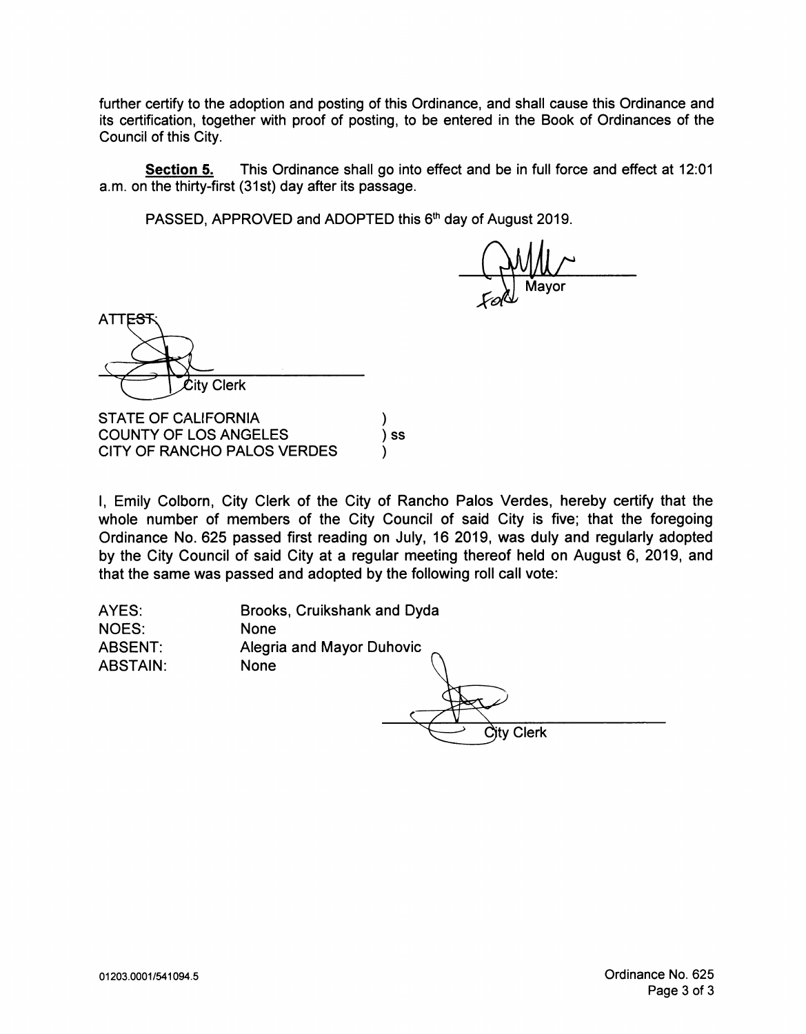further certify to the adoption and posting of this Ordinance, and shall cause this Ordinance and its certification, together with proof of posting, to be entered in the Book of Ordinances of the Council of this City.

**Section 5.** This Ordinance shall go into effect and be in full force and effect at 12:01 a.m. on the thirty-first (31st) day after its passage.

PASSED, APPROVED and ADOPTED this 6th day of August 2019.

For Mayor

ATTEST:

City Clerk

STATE OF CALIFORNIA )
COUNTY OF LOS ANGELES ) ss
CITY OF RANCHO PALOS VERDES )

I, Emily Colborn, City Clerk of the City of Rancho Palos Verdes, hereby certify that the whole number of members of the City Council of said City is five; that the foregoing Ordinance No. 625 passed first reading on July, 16 2019, was duly and regularly adopted by the City Council of said City at a regular meeting thereof held on August 6, 2019, and that the same was passed and adopted by the following roll call vote:

| | |
|---|---|
| AYES: | Brooks, Cruikshank and Dyda |
| NOES: | None |
| ABSENT: | Alegria and Mayor Duhovic |
| ABSTAIN: | None |

City Clerk

01203.0001/541094.5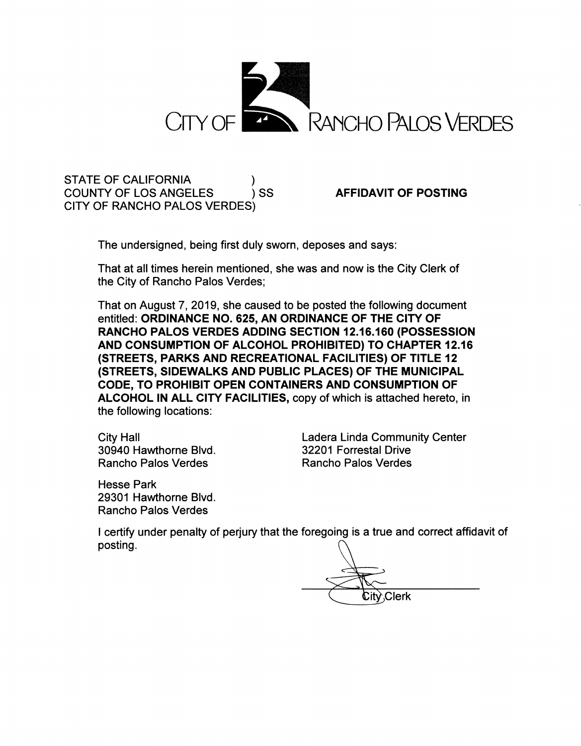CITY OF RANCHO PALOS VERDES

STATE OF CALIFORNIA )
COUNTY OF LOS ANGELES ) SS
CITY OF RANCHO PALOS VERDES)

**AFFIDAVIT OF POSTING**

The undersigned, being first duly sworn, deposes and says:

That at all times herein mentioned, she was and now is the City Clerk of the City of Rancho Palos Verdes;

That on August 7, 2019, she caused to be posted the following document entitled: **ORDINANCE NO. 625, AN ORDINANCE OF THE CITY OF RANCHO PALOS VERDES ADDING SECTION 12.16.160 (POSSESSION AND CONSUMPTION OF ALCOHOL PROHIBITED) TO CHAPTER 12.16 (STREETS, PARKS AND RECREATIONAL FACILITIES) OF TITLE 12 (STREETS, SIDEWALKS AND PUBLIC PLACES) OF THE MUNICIPAL CODE, TO PROHIBIT OPEN CONTAINERS AND CONSUMPTION OF ALCOHOL IN ALL CITY FACILITIES,** copy of which is attached hereto, in the following locations:

City Hall
30940 Hawthorne Blvd.
Rancho Palos Verdes

Ladera Linda Community Center
32201 Forrestal Drive
Rancho Palos Verdes

Hesse Park
29301 Hawthorne Blvd.
Rancho Palos Verdes

I certify under penalty of perjury that the foregoing is a true and correct affidavit of posting.

City Clerk